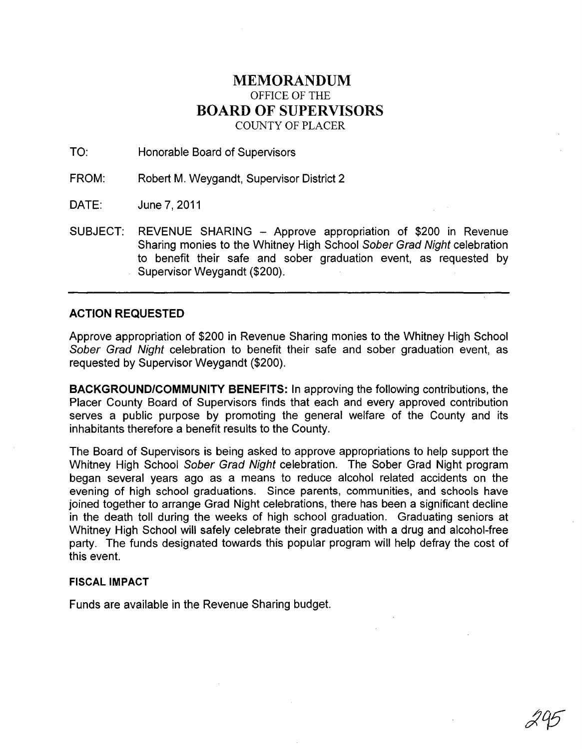# MEMORANDUM

OFFICE OF THE

# BOARD OF SUPERVISORS

COUNTY OF PLACER

TO: Honorable Board of Supervisors

FROM: Robert M. Weygandt, Supervisor District 2

DATE: June 7, 2011

SUBJECT: REVENUE SHARING – Approve appropriation of $200 in Revenue Sharing monies to the Whitney High School *Sober Grad Night* celebration to benefit their safe and sober graduation event, as requested by Supervisor Weygandt ($200).

---

**ACTION REQUESTED**

Approve appropriation of $200 in Revenue Sharing monies to the Whitney High School *Sober Grad Night* celebration to benefit their safe and sober graduation event, as requested by Supervisor Weygandt ($200).

**BACKGROUND/COMMUNITY BENEFITS:** In approving the following contributions, the Placer County Board of Supervisors finds that each and every approved contribution serves a public purpose by promoting the general welfare of the County and its inhabitants therefore a benefit results to the County.

The Board of Supervisors is being asked to approve appropriations to help support the Whitney High School *Sober Grad Night* celebration. The Sober Grad Night program began several years ago as a means to reduce alcohol related accidents on the evening of high school graduations. Since parents, communities, and schools have joined together to arrange Grad Night celebrations, there has been a significant decline in the death toll during the weeks of high school graduation. Graduating seniors at Whitney High School will safely celebrate their graduation with a drug and alcohol-free party. The funds designated towards this popular program will help defray the cost of this event.

**FISCAL IMPACT**

Funds are available in the Revenue Sharing budget.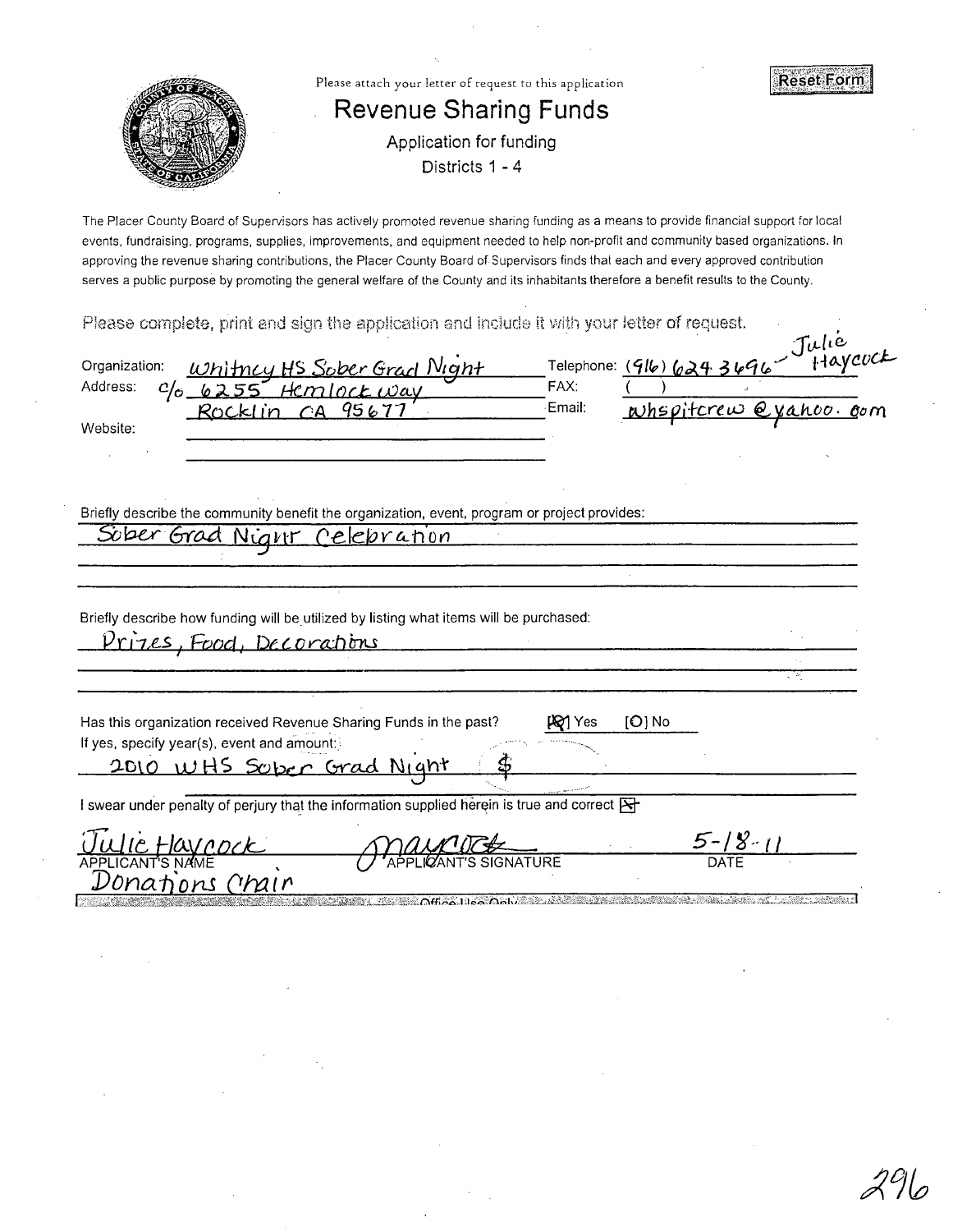Please attach your letter of request to this application

Reset Form

# Revenue Sharing Funds

Application for funding

Districts 1 - 4

The Placer County Board of Supervisors has actively promoted revenue sharing funding as a means to provide financial support for local events, fundraising, programs, supplies, improvements, and equipment needed to help non-profit and community based organizations. In approving the revenue sharing contributions, the Placer County Board of Supervisors finds that each and every approved contribution serves a public purpose by promoting the general welfare of the County and its inhabitants therefore a benefit results to the County.

Please complete, print and sign the application and include it with your letter of request.

Organization: Whitney HS Sober Grad Night

Address: c/o 6255 Hemlock Way
Rocklin CA 95677

Website:

Telephone: (916) 624-3696 - Julie Haycock

FAX: ( )

Email: whspitcrew@yahoo.com

Briefly describe the community benefit the organization, event, program or project provides:

Sober Grad Night Celebration

Briefly describe how funding will be utilized by listing what items will be purchased:

Prizes, Food, Decorations

Has this organization received Revenue Sharing Funds in the past? [X] Yes [O] No

If yes, specify year(s), event and amount:

2010 WHS Sober Grad Night $

I swear under penalty of perjury that the information supplied herein is true and correct [X]

Julie Haycock — APPLICANT'S NAME

Donations Chair

[Signature] — APPLICANT'S SIGNATURE

5-18-11 — DATE

Office Use Only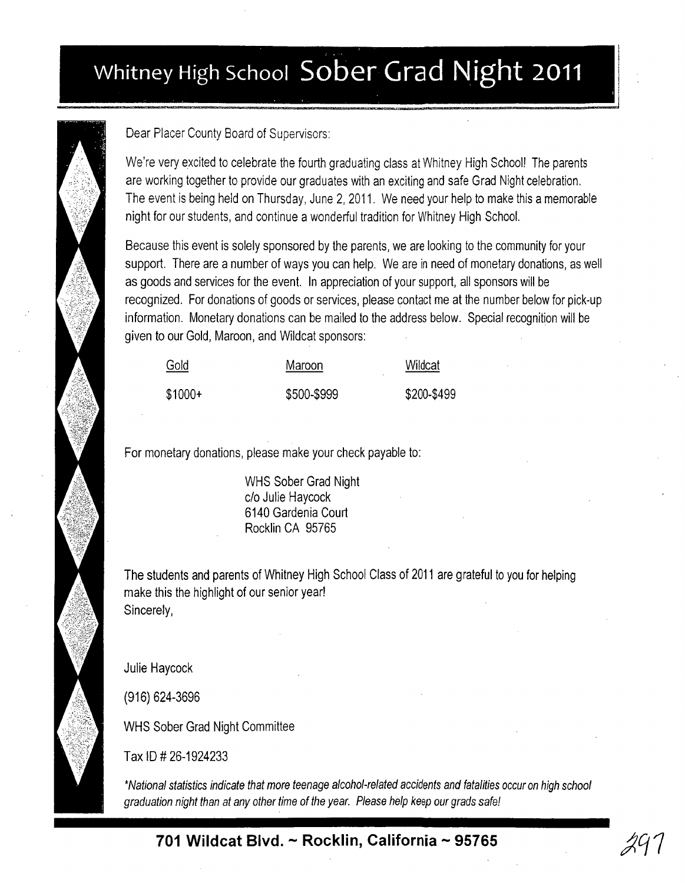# Whitney High School Sober Grad Night 2011

Dear Placer County Board of Supervisors:

We're very excited to celebrate the fourth graduating class at Whitney High School! The parents are working together to provide our graduates with an exciting and safe Grad Night celebration. The event is being held on Thursday, June 2, 2011. We need your help to make this a memorable night for our students, and continue a wonderful tradition for Whitney High School.

Because this event is solely sponsored by the parents, we are looking to the community for your support. There are a number of ways you can help. We are in need of monetary donations, as well as goods and services for the event. In appreciation of your support, all sponsors will be recognized. For donations of goods or services, please contact me at the number below for pick-up information. Monetary donations can be mailed to the address below. Special recognition will be given to our Gold, Maroon, and Wildcat sponsors:

| Gold | Maroon | Wildcat |
|---|---|---|
| $1000+ | $500-$999 | $200-$499 |

For monetary donations, please make your check payable to:

WHS Sober Grad Night
c/o Julie Haycock
6140 Gardenia Court
Rocklin CA 95765

The students and parents of Whitney High School Class of 2011 are grateful to you for helping make this the highlight of our senior year!
Sincerely,

Julie Haycock

(916) 624-3696

WHS Sober Grad Night Committee

Tax ID # 26-1924233

*\*National statistics indicate that more teenage alcohol-related accidents and fatalities occur on high school graduation night than at any other time of the year. Please help keep our grads safe!*

**701 Wildcat Blvd. ~ Rocklin, California ~ 95765**